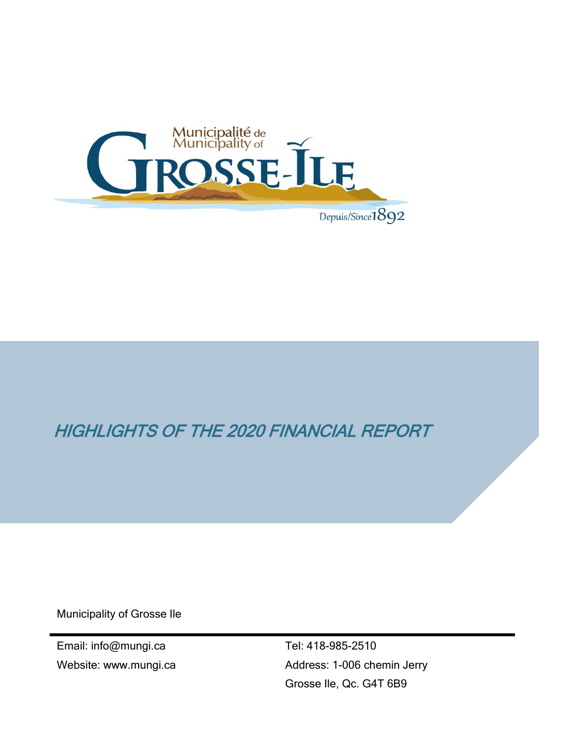Municipalité de
Municipality of
GROSSE-ÎLE
Depuis/Since 1892

# *HIGHLIGHTS OF THE 2020 FINANCIAL REPORT*

Municipality of Grosse Ile

Email: info@mungi.ca
Website: www.mungi.ca

Tel: 418-985-2510
Address: 1-006 chemin Jerry
Grosse Ile, Qc. G4T 6B9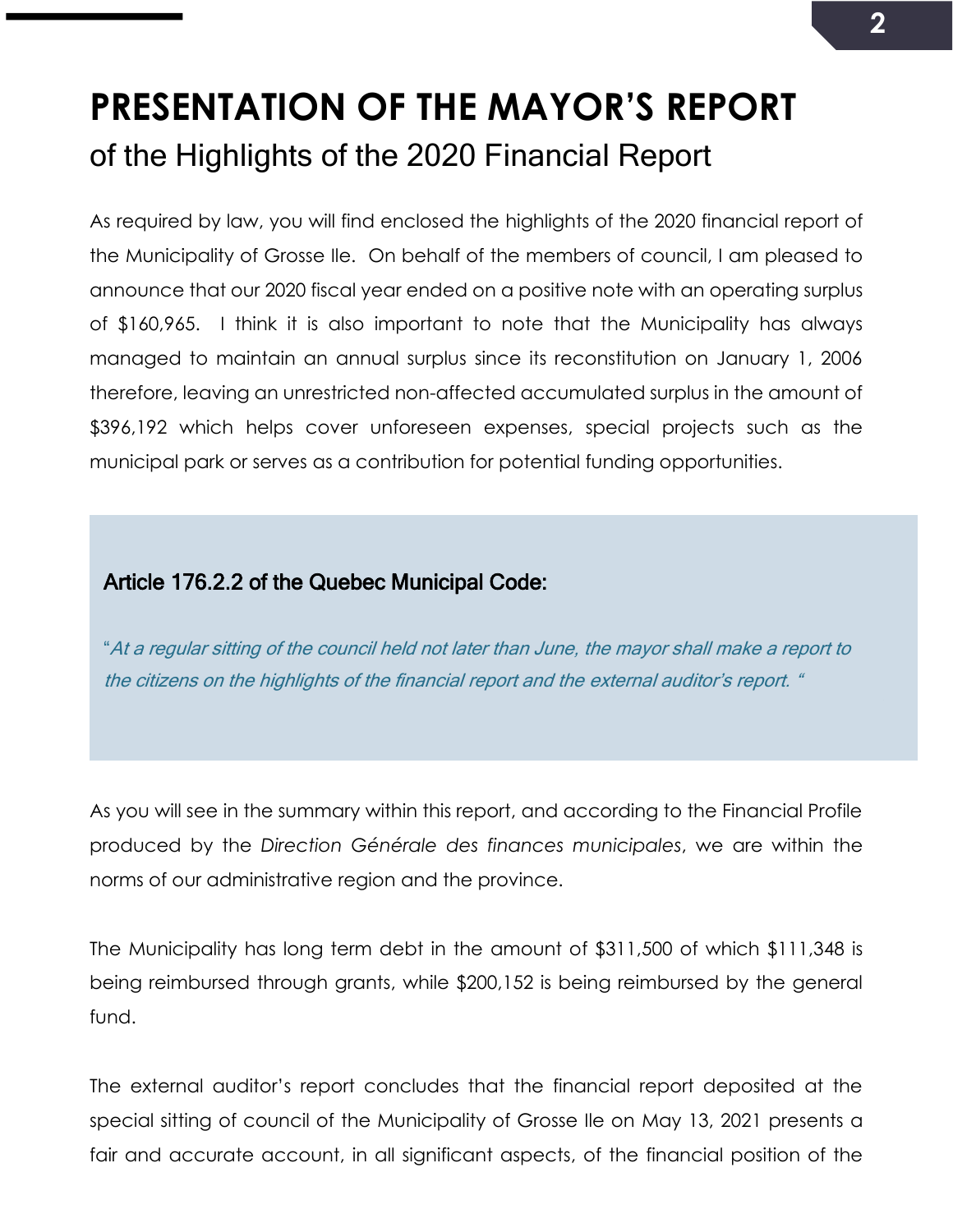# PRESENTATION OF THE MAYOR'S REPORT

## of the Highlights of the 2020 Financial Report

As required by law, you will find enclosed the highlights of the 2020 financial report of the Municipality of Grosse Ile. On behalf of the members of council, I am pleased to announce that our 2020 fiscal year ended on a positive note with an operating surplus of $160,965. I think it is also important to note that the Municipality has always managed to maintain an annual surplus since its reconstitution on January 1, 2006 therefore, leaving an unrestricted non-affected accumulated surplus in the amount of $396,192 which helps cover unforeseen expenses, special projects such as the municipal park or serves as a contribution for potential funding opportunities.

> **Article 176.2.2 of the Quebec Municipal Code:**
>
> "*At a regular sitting of the council held not later than June, the mayor shall make a report to the citizens on the highlights of the financial report and the external auditor's report.* "

As you will see in the summary within this report, and according to the Financial Profile produced by the *Direction Générale des finances municipales*, we are within the norms of our administrative region and the province.

The Municipality has long term debt in the amount of $311,500 of which $111,348 is being reimbursed through grants, while $200,152 is being reimbursed by the general fund.

The external auditor's report concludes that the financial report deposited at the special sitting of council of the Municipality of Grosse Ile on May 13, 2021 presents a fair and accurate account, in all significant aspects, of the financial position of the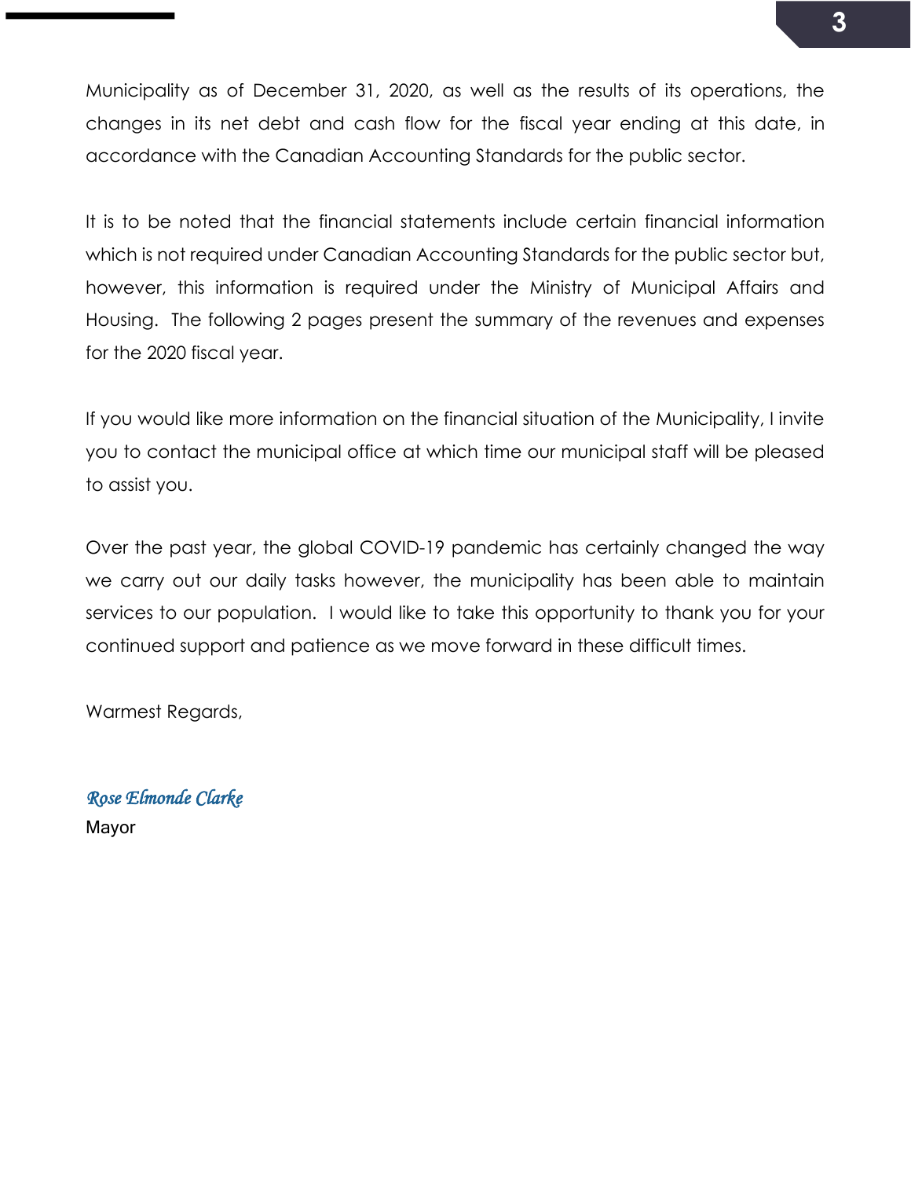Municipality as of December 31, 2020, as well as the results of its operations, the changes in its net debt and cash flow for the fiscal year ending at this date, in accordance with the Canadian Accounting Standards for the public sector.

It is to be noted that the financial statements include certain financial information which is not required under Canadian Accounting Standards for the public sector but, however, this information is required under the Ministry of Municipal Affairs and Housing. The following 2 pages present the summary of the revenues and expenses for the 2020 fiscal year.

If you would like more information on the financial situation of the Municipality, I invite you to contact the municipal office at which time our municipal staff will be pleased to assist you.

Over the past year, the global COVID-19 pandemic has certainly changed the way we carry out our daily tasks however, the municipality has been able to maintain services to our population. I would like to take this opportunity to thank you for your continued support and patience as we move forward in these difficult times.

Warmest Regards,

*Rose Elmonde Clarke*
Mayor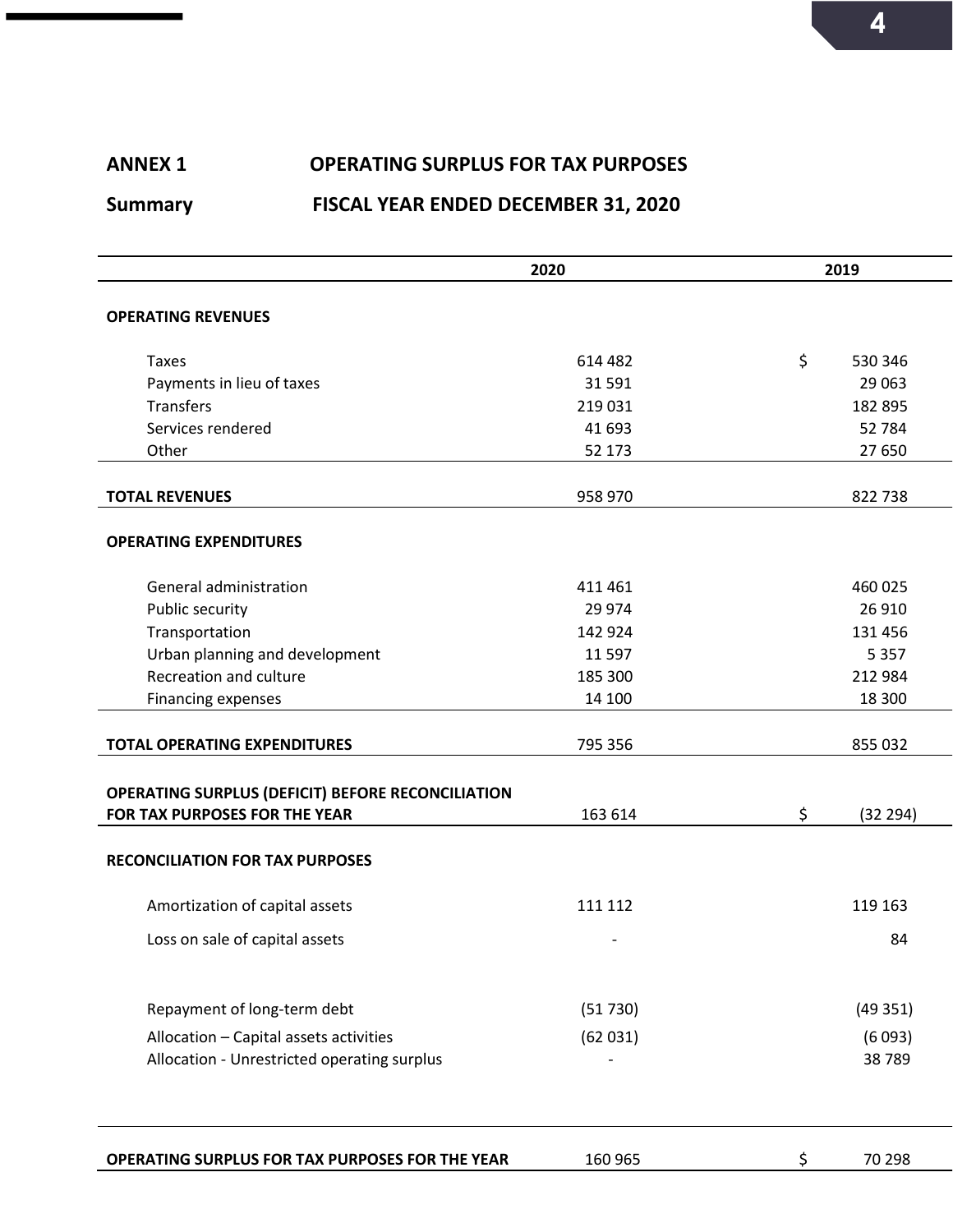**ANNEX 1** **OPERATING SURPLUS FOR TAX PURPOSES**

**Summary** **FISCAL YEAR ENDED DECEMBER 31, 2020**

| | 2020 | 2019 |
|---|---|---|
| **OPERATING REVENUES** | | |
| Taxes | 614 482 | $ 530 346 |
| Payments in lieu of taxes | 31 591 | 29 063 |
| Transfers | 219 031 | 182 895 |
| Services rendered | 41 693 | 52 784 |
| Other | 52 173 | 27 650 |
| **TOTAL REVENUES** | 958 970 | 822 738 |
| **OPERATING EXPENDITURES** | | |
| General administration | 411 461 | 460 025 |
| Public security | 29 974 | 26 910 |
| Transportation | 142 924 | 131 456 |
| Urban planning and development | 11 597 | 5 357 |
| Recreation and culture | 185 300 | 212 984 |
| Financing expenses | 14 100 | 18 300 |
| **TOTAL OPERATING EXPENDITURES** | 795 356 | 855 032 |
| **OPERATING SURPLUS (DEFICIT) BEFORE RECONCILIATION FOR TAX PURPOSES FOR THE YEAR** | 163 614 | $ (32 294) |
| **RECONCILIATION FOR TAX PURPOSES** | | |
| Amortization of capital assets | 111 112 | 119 163 |
| Loss on sale of capital assets | - | 84 |
| Repayment of long-term debt | (51 730) | (49 351) |
| Allocation – Capital assets activities | (62 031) | (6 093) |
| Allocation - Unrestricted operating surplus | - | 38 789 |
| **OPERATING SURPLUS FOR TAX PURPOSES FOR THE YEAR** | 160 965 | $ 70 298 |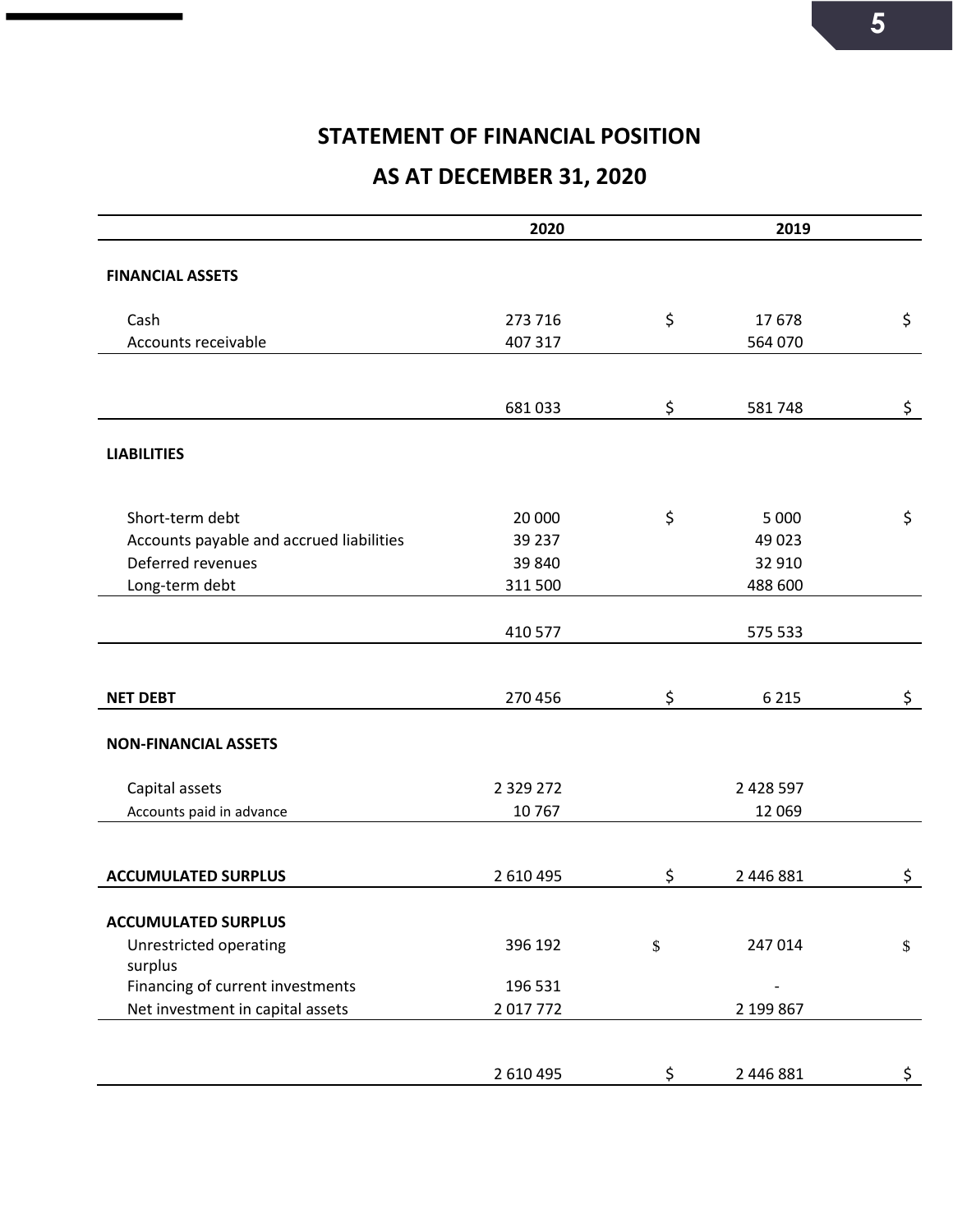# STATEMENT OF FINANCIAL POSITION

# AS AT DECEMBER 31, 2020

| | 2020 | | 2019 | |
|---|---|---|---|---|
| **FINANCIAL ASSETS** | | | | |
| Cash | 273 716 | $ | 17 678 | $ |
| Accounts receivable | 407 317 | | 564 070 | |
| | 681 033 | $ | 581 748 | $ |
| **LIABILITIES** | | | | |
| Short-term debt | 20 000 | $ | 5 000 | $ |
| Accounts payable and accrued liabilities | 39 237 | | 49 023 | |
| Deferred revenues | 39 840 | | 32 910 | |
| Long-term debt | 311 500 | | 488 600 | |
| | 410 577 | | 575 533 | |
| **NET DEBT** | 270 456 | $ | 6 215 | $ |
| **NON-FINANCIAL ASSETS** | | | | |
| Capital assets | 2 329 272 | | 2 428 597 | |
| Accounts paid in advance | 10 767 | | 12 069 | |
| **ACCUMULATED SURPLUS** | 2 610 495 | $ | 2 446 881 | $ |
| **ACCUMULATED SURPLUS** | | | | |
| Unrestricted operating surplus | 396 192 | $ | 247 014 | $ |
| Financing of current investments | 196 531 | | - | |
| Net investment in capital assets | 2 017 772 | | 2 199 867 | |
| | 2 610 495 | $ | 2 446 881 | $ |